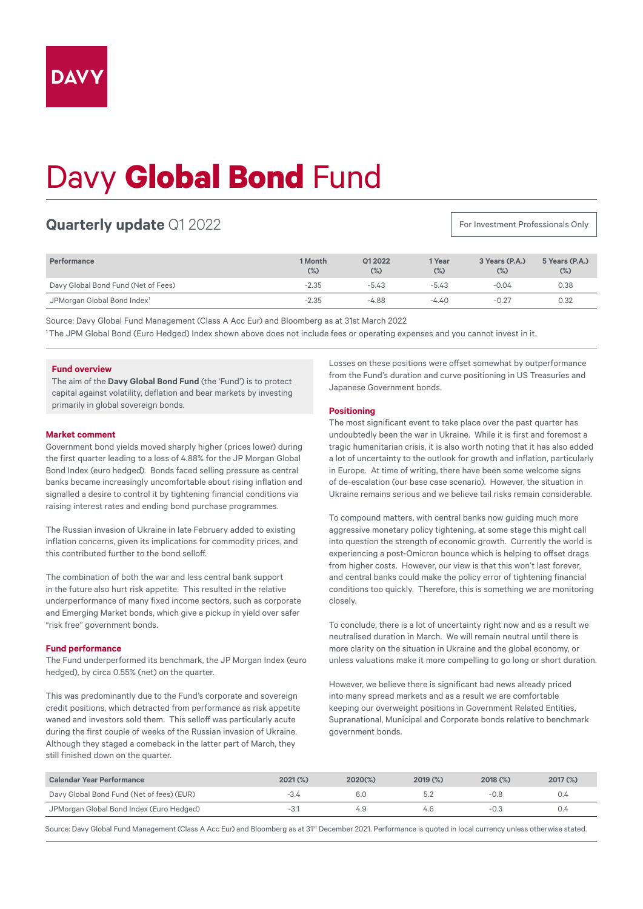DAVY

# Davy **Global Bond** Fund

## **Quarterly update** Q1 2022

For Investment Professionals Only

| Performance | 1 Month (%) | Q1 2022 (%) | 1 Year (%) | 3 Years (P.A.) (%) | 5 Years (P.A.) (%) |
|---|---|---|---|---|---|
| Davy Global Bond Fund (Net of Fees) | -2.35 | -5.43 | -5.43 | -0.04 | 0.38 |
| JPMorgan Global Bond Index[1] | -2.35 | -4.88 | -4.40 | -0.27 | 0.32 |

Source: Davy Global Fund Management (Class A Acc Eur) and Bloomberg as at 31st March 2022

[1] The JPM Global Bond (Euro Hedged) Index shown above does not include fees or operating expenses and you cannot invest in it.

### Fund overview

The aim of the **Davy Global Bond Fund** (the 'Fund') is to protect capital against volatility, deflation and bear markets by investing primarily in global sovereign bonds.

### Market comment

Government bond yields moved sharply higher (prices lower) during the first quarter leading to a loss of 4.88% for the JP Morgan Global Bond Index (euro hedged). Bonds faced selling pressure as central banks became increasingly uncomfortable about rising inflation and signalled a desire to control it by tightening financial conditions via raising interest rates and ending bond purchase programmes.

The Russian invasion of Ukraine in late February added to existing inflation concerns, given its implications for commodity prices, and this contributed further to the bond selloff.

The combination of both the war and less central bank support in the future also hurt risk appetite. This resulted in the relative underperformance of many fixed income sectors, such as corporate and Emerging Market bonds, which give a pickup in yield over safer "risk free" government bonds.

### Fund performance

The Fund underperformed its benchmark, the JP Morgan Index (euro hedged), by circa 0.55% (net) on the quarter.

This was predominantly due to the Fund's corporate and sovereign credit positions, which detracted from performance as risk appetite waned and investors sold them. This selloff was particularly acute during the first couple of weeks of the Russian invasion of Ukraine. Although they staged a comeback in the latter part of March, they still finished down on the quarter.

Losses on these positions were offset somewhat by outperformance from the Fund's duration and curve positioning in US Treasuries and Japanese Government bonds.

### Positioning

The most significant event to take place over the past quarter has undoubtedly been the war in Ukraine. While it is first and foremost a tragic humanitarian crisis, it is also worth noting that it has also added a lot of uncertainty to the outlook for growth and inflation, particularly in Europe. At time of writing, there have been some welcome signs of de-escalation (our base case scenario). However, the situation in Ukraine remains serious and we believe tail risks remain considerable.

To compound matters, with central banks now guiding much more aggressive monetary policy tightening, at some stage this might call into question the strength of economic growth. Currently the world is experiencing a post-Omicron bounce which is helping to offset drags from higher costs. However, our view is that this won't last forever, and central banks could make the policy error of tightening financial conditions too quickly. Therefore, this is something we are monitoring closely.

To conclude, there is a lot of uncertainty right now and as a result we neutralised duration in March. We will remain neutral until there is more clarity on the situation in Ukraine and the global economy, or unless valuations make it more compelling to go long or short duration.

However, we believe there is significant bad news already priced into many spread markets and as a result we are comfortable keeping our overweight positions in Government Related Entities, Supranational, Municipal and Corporate bonds relative to benchmark government bonds.

| Calendar Year Performance | 2021 (%) | 2020(%) | 2019 (%) | 2018 (%) | 2017 (%) |
|---|---|---|---|---|---|
| Davy Global Bond Fund (Net of fees) (EUR) | -3.4 | 6.0 | 5.2 | -0.8 | 0.4 |
| JPMorgan Global Bond Index (Euro Hedged) | -3.1 | 4.9 | 4.6 | -0.3 | 0.4 |

Source: Davy Global Fund Management (Class A Acc Eur) and Bloomberg as at 31st December 2021. Performance is quoted in local currency unless otherwise stated.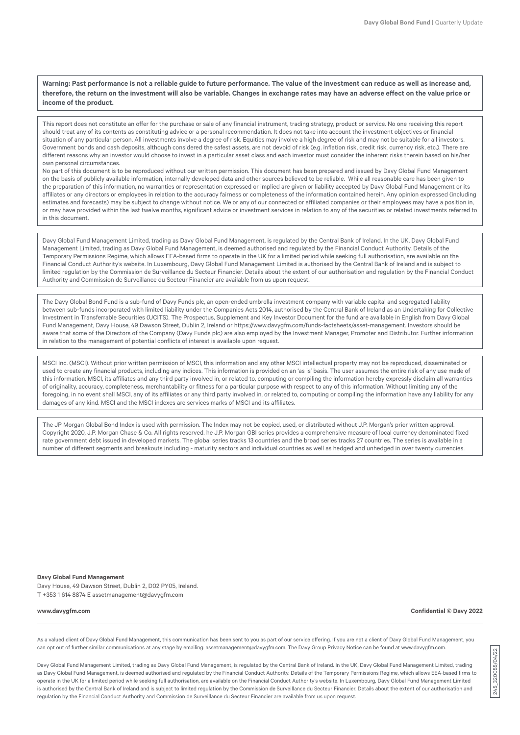**Warning: Past performance is not a reliable guide to future performance. The value of the investment can reduce as well as increase and, therefore, the return on the investment will also be variable. Changes in exchange rates may have an adverse effect on the value price or income of the product.**

This report does not constitute an offer for the purchase or sale of any financial instrument, trading strategy, product or service. No one receiving this report should treat any of its contents as constituting advice or a personal recommendation. It does not take into account the investment objectives or financial situation of any particular person. All investments involve a degree of risk. Equities may involve a high degree of risk and may not be suitable for all investors. Government bonds and cash deposits, although considered the safest assets, are not devoid of risk (e.g. inflation risk, credit risk, currency risk, etc.). There are different reasons why an investor would choose to invest in a particular asset class and each investor must consider the inherent risks therein based on his/her own personal circumstances.

No part of this document is to be reproduced without our written permission. This document has been prepared and issued by Davy Global Fund Management on the basis of publicly available information, internally developed data and other sources believed to be reliable. While all reasonable care has been given to the preparation of this information, no warranties or representation expressed or implied are given or liability accepted by Davy Global Fund Management or its affiliates or any directors or employees in relation to the accuracy fairness or completeness of the information contained herein. Any opinion expressed (including estimates and forecasts) may be subject to change without notice. We or any of our connected or affiliated companies or their employees may have a position in, or may have provided within the last twelve months, significant advice or investment services in relation to any of the securities or related investments referred to in this document.

Davy Global Fund Management Limited, trading as Davy Global Fund Management, is regulated by the Central Bank of Ireland. In the UK, Davy Global Fund Management Limited, trading as Davy Global Fund Management, is deemed authorised and regulated by the Financial Conduct Authority. Details of the Temporary Permissions Regime, which allows EEA-based firms to operate in the UK for a limited period while seeking full authorisation, are available on the Financial Conduct Authority's website. In Luxembourg, Davy Global Fund Management Limited is authorised by the Central Bank of Ireland and is subject to limited regulation by the Commission de Surveillance du Secteur Financier. Details about the extent of our authorisation and regulation by the Financial Conduct Authority and Commission de Surveillance du Secteur Financier are available from us upon request.

The Davy Global Bond Fund is a sub-fund of Davy Funds plc, an open-ended umbrella investment company with variable capital and segregated liability between sub-funds incorporated with limited liability under the Companies Acts 2014, authorised by the Central Bank of Ireland as an Undertaking for Collective Investment in Transferrable Securities (UCITS). The Prospectus, Supplement and Key Investor Document for the fund are available in English from Davy Global Fund Management, Davy House, 49 Dawson Street, Dublin 2, Ireland or https://www.davygfm.com/funds-factsheets/asset-management. Investors should be aware that some of the Directors of the Company (Davy Funds plc) are also employed by the Investment Manager, Promoter and Distributor. Further information in relation to the management of potential conflicts of interest is available upon request.

MSCI Inc. (MSCI). Without prior written permission of MSCI, this information and any other MSCI intellectual property may not be reproduced, disseminated or used to create any financial products, including any indices. This information is provided on an 'as is' basis. The user assumes the entire risk of any use made of this information. MSCI, its affiliates and any third party involved in, or related to, computing or compiling the information hereby expressly disclaim all warranties of originality, accuracy, completeness, merchantability or fitness for a particular purpose with respect to any of this information. Without limiting any of the foregoing, in no event shall MSCI, any of its affiliates or any third party involved in, or related to, computing or compiling the information have any liability for any damages of any kind. MSCI and the MSCI indexes are services marks of MSCI and its affiliates.

The JP Morgan Global Bond Index is used with permission. The Index may not be copied, used, or distributed without J.P. Morgan's prior written approval. Copyright 2020, J.P. Morgan Chase & Co. All rights reserved. he J.P. Morgan GBI series provides a comprehensive measure of local currency denominated fixed rate government debt issued in developed markets. The global series tracks 13 countries and the broad series tracks 27 countries. The series is available in a number of different segments and breakouts including - maturity sectors and individual countries as well as hedged and unhedged in over twenty currencies.

**Davy Global Fund Management**
Davy House, 49 Dawson Street, Dublin 2, D02 PY05, Ireland.
T +353 1 614 8874 E assetmanagement@davygfm.com

**www.davygfm.com**

**Confidential © Davy 2022**

As a valued client of Davy Global Fund Management, this communication has been sent to you as part of our service offering. If you are not a client of Davy Global Fund Management, you can opt out of further similar communications at any stage by emailing: assetmanagement@davygfm.com. The Davy Group Privacy Notice can be found at www.davygfm.com.

Davy Global Fund Management Limited, trading as Davy Global Fund Management, is regulated by the Central Bank of Ireland. In the UK, Davy Global Fund Management Limited, trading as Davy Global Fund Management, is deemed authorised and regulated by the Financial Conduct Authority. Details of the Temporary Permissions Regime, which allows EEA-based firms to operate in the UK for a limited period while seeking full authorisation, are available on the Financial Conduct Authority's website. In Luxembourg, Davy Global Fund Management Limited is authorised by the Central Bank of Ireland and is subject to limited regulation by the Commission de Surveillance du Secteur Financier. Details about the extent of our authorisation and regulation by the Financial Conduct Authority and Commission de Surveillance du Secteur Financier are available from us upon request.

245_320055/04/22